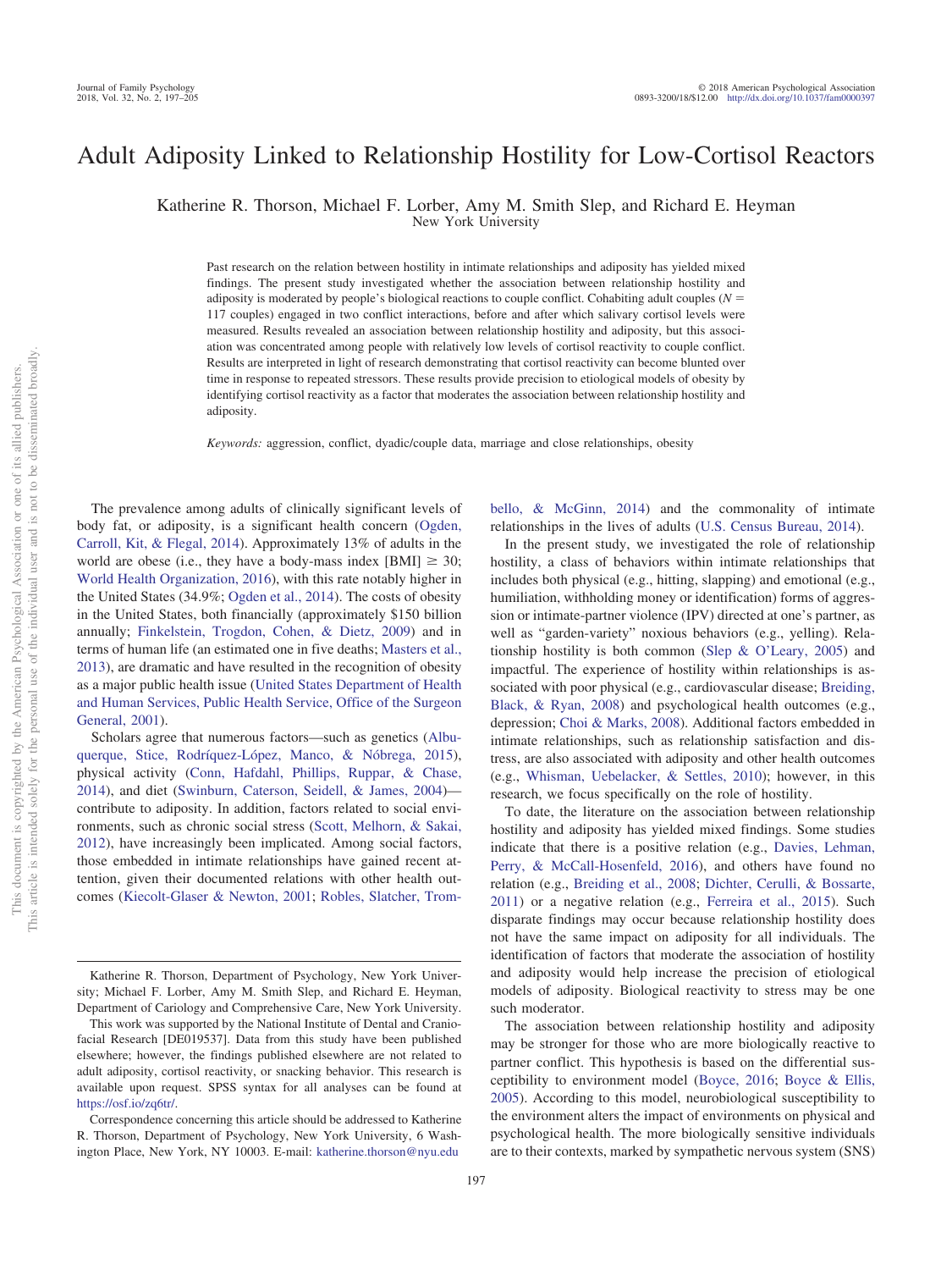# Adult Adiposity Linked to Relationship Hostility for Low-Cortisol Reactors

Katherine R. Thorson, Michael F. Lorber, Amy M. Smith Slep, and Richard E. Heyman
New York University

Past research on the relation between hostility in intimate relationships and adiposity has yielded mixed findings. The present study investigated whether the association between relationship hostility and adiposity is moderated by people's biological reactions to couple conflict. Cohabiting adult couples ($N$ = 117 couples) engaged in two conflict interactions, before and after which salivary cortisol levels were measured. Results revealed an association between relationship hostility and adiposity, but this association was concentrated among people with relatively low levels of cortisol reactivity to couple conflict. Results are interpreted in light of research demonstrating that cortisol reactivity can become blunted over time in response to repeated stressors. These results provide precision to etiological models of obesity by identifying cortisol reactivity as a factor that moderates the association between relationship hostility and adiposity.

*Keywords:* aggression, conflict, dyadic/couple data, marriage and close relationships, obesity

The prevalence among adults of clinically significant levels of body fat, or adiposity, is a significant health concern (Ogden, Carroll, Kit, & Flegal, 2014). Approximately 13% of adults in the world are obese (i.e., they have a body-mass index [BMI] ≥ 30; World Health Organization, 2016), with this rate notably higher in the United States (34.9%; Ogden et al., 2014). The costs of obesity in the United States, both financially (approximately $150 billion annually; Finkelstein, Trogdon, Cohen, & Dietz, 2009) and in terms of human life (an estimated one in five deaths; Masters et al., 2013), are dramatic and have resulted in the recognition of obesity as a major public health issue (United States Department of Health and Human Services, Public Health Service, Office of the Surgeon General, 2001).

Scholars agree that numerous factors—such as genetics (Albuquerque, Stice, Rodríquez-López, Manco, & Nóbrega, 2015), physical activity (Conn, Hafdahl, Phillips, Ruppar, & Chase, 2014), and diet (Swinburn, Caterson, Seidell, & James, 2004)—contribute to adiposity. In addition, factors related to social environments, such as chronic social stress (Scott, Melhorn, & Sakai, 2012), have increasingly been implicated. Among social factors, those embedded in intimate relationships have gained recent attention, given their documented relations with other health outcomes (Kiecolt-Glaser & Newton, 2001; Robles, Slatcher, Trombello, & McGinn, 2014) and the commonality of intimate relationships in the lives of adults (U.S. Census Bureau, 2014).

In the present study, we investigated the role of relationship hostility, a class of behaviors within intimate relationships that includes both physical (e.g., hitting, slapping) and emotional (e.g., humiliation, withholding money or identification) forms of aggression or intimate-partner violence (IPV) directed at one's partner, as well as "garden-variety" noxious behaviors (e.g., yelling). Relationship hostility is both common (Slep & O'Leary, 2005) and impactful. The experience of hostility within relationships is associated with poor physical (e.g., cardiovascular disease; Breiding, Black, & Ryan, 2008) and psychological health outcomes (e.g., depression; Choi & Marks, 2008). Additional factors embedded in intimate relationships, such as relationship satisfaction and distress, are also associated with adiposity and other health outcomes (e.g., Whisman, Uebelacker, & Settles, 2010); however, in this research, we focus specifically on the role of hostility.

To date, the literature on the association between relationship hostility and adiposity has yielded mixed findings. Some studies indicate that there is a positive relation (e.g., Davies, Lehman, Perry, & McCall-Hosenfeld, 2016), and others have found no relation (e.g., Breiding et al., 2008; Dichter, Cerulli, & Bossarte, 2011) or a negative relation (e.g., Ferreira et al., 2015). Such disparate findings may occur because relationship hostility does not have the same impact on adiposity for all individuals. The identification of factors that moderate the association of hostility and adiposity would help increase the precision of etiological models of adiposity. Biological reactivity to stress may be one such moderator.

The association between relationship hostility and adiposity may be stronger for those who are more biologically reactive to partner conflict. This hypothesis is based on the differential susceptibility to environment model (Boyce, 2016; Boyce & Ellis, 2005). According to this model, neurobiological susceptibility to the environment alters the impact of environments on physical and psychological health. The more biologically sensitive individuals are to their contexts, marked by sympathetic nervous system (SNS)

---

Katherine R. Thorson, Department of Psychology, New York University; Michael F. Lorber, Amy M. Smith Slep, and Richard E. Heyman, Department of Cariology and Comprehensive Care, New York University.

This work was supported by the National Institute of Dental and Craniofacial Research [DE019537]. Data from this study have been published elsewhere; however, the findings published elsewhere are not related to adult adiposity, cortisol reactivity, or snacking behavior. This research is available upon request. SPSS syntax for all analyses can be found at https://osf.io/zq6tr/.

Correspondence concerning this article should be addressed to Katherine R. Thorson, Department of Psychology, New York University, 6 Washington Place, New York, NY 10003. E-mail: katherine.thorson@nyu.edu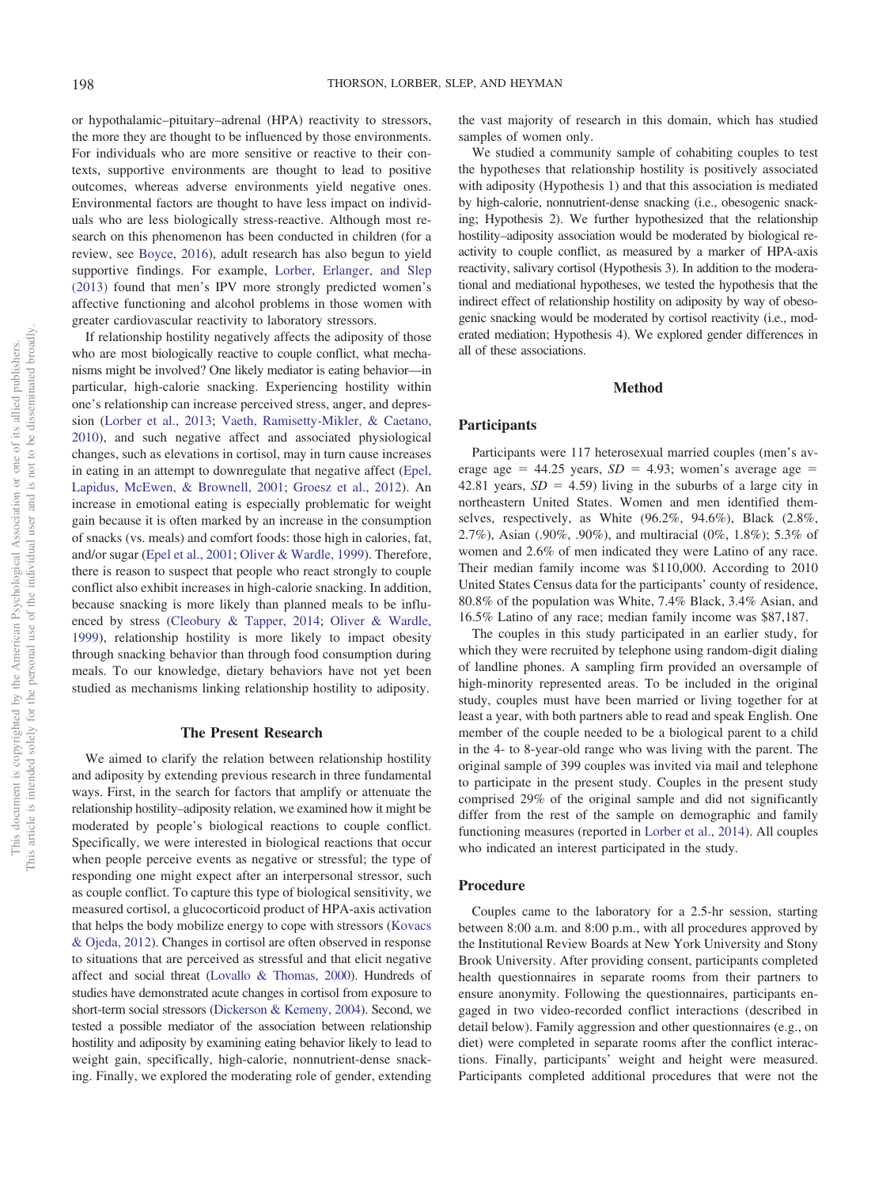or hypothalamic–pituitary–adrenal (HPA) reactivity to stressors, the more they are thought to be influenced by those environments. For individuals who are more sensitive or reactive to their contexts, supportive environments are thought to lead to positive outcomes, whereas adverse environments yield negative ones. Environmental factors are thought to have less impact on individuals who are less biologically stress-reactive. Although most research on this phenomenon has been conducted in children (for a review, see Boyce, 2016), adult research has also begun to yield supportive findings. For example, Lorber, Erlanger, and Slep (2013) found that men's IPV more strongly predicted women's affective functioning and alcohol problems in those women with greater cardiovascular reactivity to laboratory stressors.

If relationship hostility negatively affects the adiposity of those who are most biologically reactive to couple conflict, what mechanisms might be involved? One likely mediator is eating behavior—in particular, high-calorie snacking. Experiencing hostility within one's relationship can increase perceived stress, anger, and depression (Lorber et al., 2013; Vaeth, Ramisetty-Mikler, & Caetano, 2010), and such negative affect and associated physiological changes, such as elevations in cortisol, may in turn cause increases in eating in an attempt to downregulate that negative affect (Epel, Lapidus, McEwen, & Brownell, 2001; Groesz et al., 2012). An increase in emotional eating is especially problematic for weight gain because it is often marked by an increase in the consumption of snacks (vs. meals) and comfort foods: those high in calories, fat, and/or sugar (Epel et al., 2001; Oliver & Wardle, 1999). Therefore, there is reason to suspect that people who react strongly to couple conflict also exhibit increases in high-calorie snacking. In addition, because snacking is more likely than planned meals to be influenced by stress (Cleobury & Tapper, 2014; Oliver & Wardle, 1999), relationship hostility is more likely to impact obesity through snacking behavior than through food consumption during meals. To our knowledge, dietary behaviors have not yet been studied as mechanisms linking relationship hostility to adiposity.

## The Present Research

We aimed to clarify the relation between relationship hostility and adiposity by extending previous research in three fundamental ways. First, in the search for factors that amplify or attenuate the relationship hostility–adiposity relation, we examined how it might be moderated by people's biological reactions to couple conflict. Specifically, we were interested in biological reactions that occur when people perceive events as negative or stressful; the type of responding one might expect after an interpersonal stressor, such as couple conflict. To capture this type of biological sensitivity, we measured cortisol, a glucocorticoid product of HPA-axis activation that helps the body mobilize energy to cope with stressors (Kovacs & Ojeda, 2012). Changes in cortisol are often observed in response to situations that are perceived as stressful and that elicit negative affect and social threat (Lovallo & Thomas, 2000). Hundreds of studies have demonstrated acute changes in cortisol from exposure to short-term social stressors (Dickerson & Kemeny, 2004). Second, we tested a possible mediator of the association between relationship hostility and adiposity by examining eating behavior likely to lead to weight gain, specifically, high-calorie, nonnutrient-dense snacking. Finally, we explored the moderating role of gender, extending the vast majority of research in this domain, which has studied samples of women only.

We studied a community sample of cohabiting couples to test the hypotheses that relationship hostility is positively associated with adiposity (Hypothesis 1) and that this association is mediated by high-calorie, nonnutrient-dense snacking (i.e., obesogenic snacking; Hypothesis 2). We further hypothesized that the relationship hostility–adiposity association would be moderated by biological reactivity to couple conflict, as measured by a marker of HPA-axis reactivity, salivary cortisol (Hypothesis 3). In addition to the moderational and mediational hypotheses, we tested the hypothesis that the indirect effect of relationship hostility on adiposity by way of obesogenic snacking would be moderated by cortisol reactivity (i.e., moderated mediation; Hypothesis 4). We explored gender differences in all of these associations.

# Method

## Participants

Participants were 117 heterosexual married couples (men's average age $= 44.25$ years, $SD = 4.93$; women's average age $= 42.81$ years, $SD = 4.59$) living in the suburbs of a large city in northeastern United States. Women and men identified themselves, respectively, as White (96.2%, 94.6%), Black (2.8%, 2.7%), Asian (.90%, .90%), and multiracial (0%, 1.8%); 5.3% of women and 2.6% of men indicated they were Latino of any race. Their median family income was \$110,000. According to 2010 United States Census data for the participants' county of residence, 80.8% of the population was White, 7.4% Black, 3.4% Asian, and 16.5% Latino of any race; median family income was \$87,187.

The couples in this study participated in an earlier study, for which they were recruited by telephone using random-digit dialing of landline phones. A sampling firm provided an oversample of high-minority represented areas. To be included in the original study, couples must have been married or living together for at least a year, with both partners able to read and speak English. One member of the couple needed to be a biological parent to a child in the 4- to 8-year-old range who was living with the parent. The original sample of 399 couples was invited via mail and telephone to participate in the present study. Couples in the present study comprised 29% of the original sample and did not significantly differ from the rest of the sample on demographic and family functioning measures (reported in Lorber et al., 2014). All couples who indicated an interest participated in the study.

## Procedure

Couples came to the laboratory for a 2.5-hr session, starting between 8:00 a.m. and 8:00 p.m., with all procedures approved by the Institutional Review Boards at New York University and Stony Brook University. After providing consent, participants completed health questionnaires in separate rooms from their partners to ensure anonymity. Following the questionnaires, participants engaged in two video-recorded conflict interactions (described in detail below). Family aggression and other questionnaires (e.g., on diet) were completed in separate rooms after the conflict interactions. Finally, participants' weight and height were measured. Participants completed additional procedures that were not the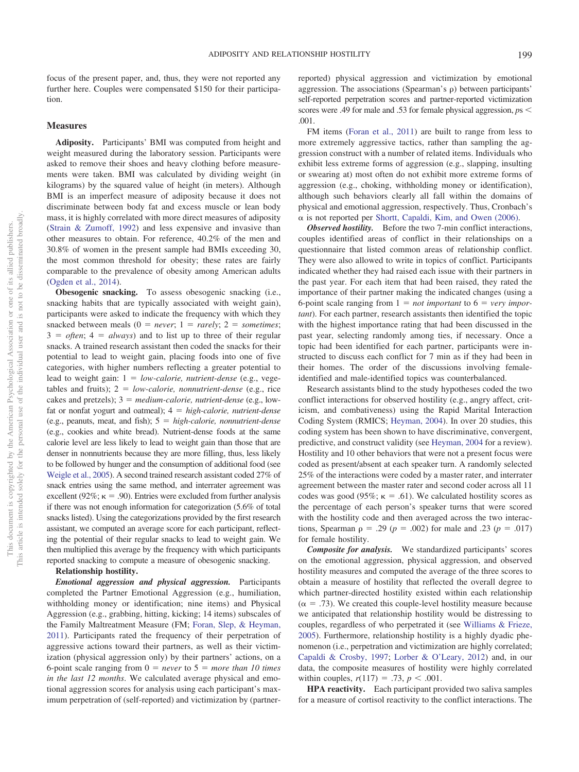focus of the present paper, and, thus, they were not reported any further here. Couples were compensated $150 for their participation.

## Measures

**Adiposity.** Participants' BMI was computed from height and weight measured during the laboratory session. Participants were asked to remove their shoes and heavy clothing before measurements were taken. BMI was calculated by dividing weight (in kilograms) by the squared value of height (in meters). Although BMI is an imperfect measure of adiposity because it does not discriminate between body fat and excess muscle or lean body mass, it is highly correlated with more direct measures of adiposity (Strain & Zumoff, 1992) and less expensive and invasive than other measures to obtain. For reference, 40.2% of the men and 30.8% of women in the present sample had BMIs exceeding 30, the most common threshold for obesity; these rates are fairly comparable to the prevalence of obesity among American adults (Ogden et al., 2014).

**Obesogenic snacking.** To assess obesogenic snacking (i.e., snacking habits that are typically associated with weight gain), participants were asked to indicate the frequency with which they snacked between meals (0 = *never*; 1 = *rarely*; 2 = *sometimes*; 3 = *often*; 4 = *always*) and to list up to three of their regular snacks. A trained research assistant then coded the snacks for their potential to lead to weight gain, placing foods into one of five categories, with higher numbers reflecting a greater potential to lead to weight gain: 1 = *low-calorie, nutrient-dense* (e.g., vegetables and fruits); 2 = *low-calorie, nonnutrient-dense* (e.g., rice cakes and pretzels); 3 = *medium-calorie, nutrient-dense* (e.g., low-fat or nonfat yogurt and oatmeal); 4 = *high-calorie, nutrient-dense* (e.g., peanuts, meat, and fish); 5 = *high-calorie, nonnutrient-dense* (e.g., cookies and white bread). Nutrient-dense foods at the same calorie level are less likely to lead to weight gain than those that are denser in nonnutrients because they are more filling, thus, less likely to be followed by hunger and the consumption of additional food (see Weigle et al., 2005). A second trained research assistant coded 27% of snack entries using the same method, and interrater agreement was excellent (92%; $\kappa = .90$). Entries were excluded from further analysis if there was not enough information for categorization (5.6% of total snacks listed). Using the categorizations provided by the first research assistant, we computed an average score for each participant, reflecting the potential of their regular snacks to lead to weight gain. We then multiplied this average by the frequency with which participants reported snacking to compute a measure of obesogenic snacking.

**Relationship hostility.**

***Emotional aggression and physical aggression.*** Participants completed the Partner Emotional Aggression (e.g., humiliation, withholding money or identification; nine items) and Physical Aggression (e.g., grabbing, hitting, kicking; 14 items) subscales of the Family Maltreatment Measure (FM; Foran, Slep, & Heyman, 2011). Participants rated the frequency of their perpetration of aggressive actions toward their partners, as well as their victimization (physical aggression only) by their partners' actions, on a 6-point scale ranging from 0 = *never* to 5 = *more than 10 times in the last 12 months.* We calculated average physical and emotional aggression scores for analysis using each participant's maximum perpetration of (self-reported) and victimization by (partner-reported) physical aggression and victimization by emotional aggression. The associations (Spearman's $\rho$) between participants' self-reported perpetration scores and partner-reported victimization scores were .49 for male and .53 for female physical aggression, $ps < .001$.

FM items (Foran et al., 2011) are built to range from less to more extremely aggressive tactics, rather than sampling the aggression construct with a number of related items. Individuals who exhibit less extreme forms of aggression (e.g., slapping, insulting or swearing at) most often do not exhibit more extreme forms of aggression (e.g., choking, withholding money or identification), although such behaviors clearly all fall within the domains of physical and emotional aggression, respectively. Thus, Cronbach's $\alpha$ is not reported per Shortt, Capaldi, Kim, and Owen (2006).

***Observed hostility.*** Before the two 7-min conflict interactions, couples identified areas of conflict in their relationships on a questionnaire that listed common areas of relationship conflict. They were also allowed to write in topics of conflict. Participants indicated whether they had raised each issue with their partners in the past year. For each item that had been raised, they rated the importance of their partner making the indicated changes (using a 6-point scale ranging from 1 = *not important* to 6 = *very important*). For each partner, research assistants then identified the topic with the highest importance rating that had been discussed in the past year, selecting randomly among ties, if necessary. Once a topic had been identified for each partner, participants were instructed to discuss each conflict for 7 min as if they had been in their homes. The order of the discussions involving female-identified and male-identified topics was counterbalanced.

Research assistants blind to the study hypotheses coded the two conflict interactions for observed hostility (e.g., angry affect, criticism, and combativeness) using the Rapid Marital Interaction Coding System (RMICS; Heyman, 2004). In over 20 studies, this coding system has been shown to have discriminative, convergent, predictive, and construct validity (see Heyman, 2004 for a review). Hostility and 10 other behaviors that were not a present focus were coded as present/absent at each speaker turn. A randomly selected 25% of the interactions were coded by a master rater, and interrater agreement between the master rater and second coder across all 11 codes was good (95%; $\kappa = .61$). We calculated hostility scores as the percentage of each person's speaker turns that were scored with the hostility code and then averaged across the two interactions, Spearman $\rho = .29$ ($p = .002$) for male and $.23$ ($p = .017$) for female hostility.

***Composite for analysis.*** We standardized participants' scores on the emotional aggression, physical aggression, and observed hostility measures and computed the average of the three scores to obtain a measure of hostility that reflected the overall degree to which partner-directed hostility existed within each relationship ($\alpha = .73$). We created this couple-level hostility measure because we anticipated that relationship hostility would be distressing to couples, regardless of who perpetrated it (see Williams & Frieze, 2005). Furthermore, relationship hostility is a highly dyadic phenomenon (i.e., perpetration and victimization are highly correlated; Capaldi & Crosby, 1997; Lorber & O'Leary, 2012) and, in our data, the composite measures of hostility were highly correlated within couples, $r(117) = .73$, $p < .001$.

**HPA reactivity.** Each participant provided two saliva samples for a measure of cortisol reactivity to the conflict interactions. The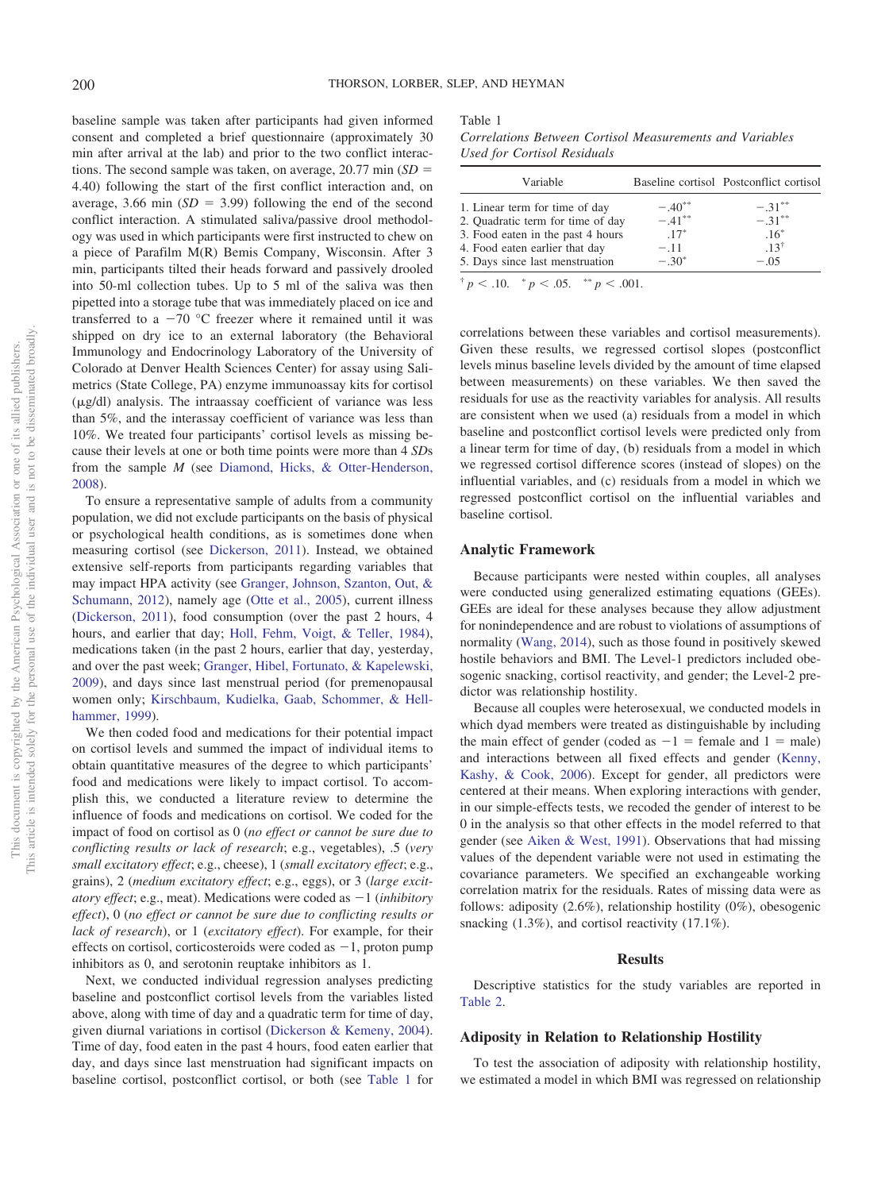baseline sample was taken after participants had given informed consent and completed a brief questionnaire (approximately 30 min after arrival at the lab) and prior to the two conflict interactions. The second sample was taken, on average, 20.77 min ($SD$ = 4.40) following the start of the first conflict interaction and, on average, 3.66 min ($SD$ = 3.99) following the end of the second conflict interaction. A stimulated saliva/passive drool methodology was used in which participants were first instructed to chew on a piece of Parafilm M(R) Bemis Company, Wisconsin. After 3 min, participants tilted their heads forward and passively drooled into 50-ml collection tubes. Up to 5 ml of the saliva was then pipetted into a storage tube that was immediately placed on ice and transferred to a −70 °C freezer where it remained until it was shipped on dry ice to an external laboratory (the Behavioral Immunology and Endocrinology Laboratory of the University of Colorado at Denver Health Sciences Center) for assay using Salimetrics (State College, PA) enzyme immunoassay kits for cortisol (μg/dl) analysis. The intraassay coefficient of variance was less than 5%, and the interassay coefficient of variance was less than 10%. We treated four participants' cortisol levels as missing because their levels at one or both time points were more than 4 *SD*s from the sample $M$ (see Diamond, Hicks, & Otter-Henderson, 2008).

To ensure a representative sample of adults from a community population, we did not exclude participants on the basis of physical or psychological health conditions, as is sometimes done when measuring cortisol (see Dickerson, 2011). Instead, we obtained extensive self-reports from participants regarding variables that may impact HPA activity (see Granger, Johnson, Szanton, Out, & Schumann, 2012), namely age (Otte et al., 2005), current illness (Dickerson, 2011), food consumption (over the past 2 hours, 4 hours, and earlier that day; Holl, Fehm, Voigt, & Teller, 1984), medications taken (in the past 2 hours, earlier that day, yesterday, and over the past week; Granger, Hibel, Fortunato, & Kapelewski, 2009), and days since last menstrual period (for premenopausal women only; Kirschbaum, Kudielka, Gaab, Schommer, & Hellhammer, 1999).

We then coded food and medications for their potential impact on cortisol levels and summed the impact of individual items to obtain quantitative measures of the degree to which participants' food and medications were likely to impact cortisol. To accomplish this, we conducted a literature review to determine the influence of foods and medications on cortisol. We coded for the impact of food on cortisol as 0 (*no effect or cannot be sure due to conflicting results or lack of research*; e.g., vegetables), .5 (*very small excitatory effect*; e.g., cheese), 1 (*small excitatory effect*; e.g., grains), 2 (*medium excitatory effect*; e.g., eggs), or 3 (*large excitatory effect*; e.g., meat). Medications were coded as −1 (*inhibitory effect*), 0 (*no effect or cannot be sure due to conflicting results or lack of research*), or 1 (*excitatory effect*). For example, for their effects on cortisol, corticosteroids were coded as −1, proton pump inhibitors as 0, and serotonin reuptake inhibitors as 1.

Next, we conducted individual regression analyses predicting baseline and postconflict cortisol levels from the variables listed above, along with time of day and a quadratic term for time of day, given diurnal variations in cortisol (Dickerson & Kemeny, 2004). Time of day, food eaten in the past 4 hours, food eaten earlier that day, and days since last menstruation had significant impacts on baseline cortisol, postconflict cortisol, or both (see Table 1 for correlations between these variables and cortisol measurements). Given these results, we regressed cortisol slopes (postconflict levels minus baseline levels divided by the amount of time elapsed between measurements) on these variables. We then saved the residuals for use as the reactivity variables for analysis. All results are consistent when we used (a) residuals from a model in which baseline and postconflict cortisol levels were predicted only from a linear term for time of day, (b) residuals from a model in which we regressed cortisol difference scores (instead of slopes) on the influential variables, and (c) residuals from a model in which we regressed postconflict cortisol on the influential variables and baseline cortisol.

Table 1
*Correlations Between Cortisol Measurements and Variables Used for Cortisol Residuals*

| Variable | Baseline cortisol | Postconflict cortisol |
|---|---|---|
| 1. Linear term for time of day | −.40** | −.31** |
| 2. Quadratic term for time of day | −.41** | −.31** |
| 3. Food eaten in the past 4 hours | .17* | .16* |
| 4. Food eaten earlier that day | −.11 | .13† |
| 5. Days since last menstruation | −.30* | −.05 |

† $p < .10$. * $p < .05$. ** $p < .001$.

## Analytic Framework

Because participants were nested within couples, all analyses were conducted using generalized estimating equations (GEEs). GEEs are ideal for these analyses because they allow adjustment for nonindependence and are robust to violations of assumptions of normality (Wang, 2014), such as those found in positively skewed hostile behaviors and BMI. The Level-1 predictors included obesogenic snacking, cortisol reactivity, and gender; the Level-2 predictor was relationship hostility.

Because all couples were heterosexual, we conducted models in which dyad members were treated as distinguishable by including the main effect of gender (coded as −1 = female and 1 = male) and interactions between all fixed effects and gender (Kenny, Kashy, & Cook, 2006). Except for gender, all predictors were centered at their means. When exploring interactions with gender, in our simple-effects tests, we recoded the gender of interest to be 0 in the analysis so that other effects in the model referred to that gender (see Aiken & West, 1991). Observations that had missing values of the dependent variable were not used in estimating the covariance parameters. We specified an exchangeable working correlation matrix for the residuals. Rates of missing data were as follows: adiposity (2.6%), relationship hostility (0%), obesogenic snacking (1.3%), and cortisol reactivity (17.1%).

# Results

Descriptive statistics for the study variables are reported in Table 2.

## Adiposity in Relation to Relationship Hostility

To test the association of adiposity with relationship hostility, we estimated a model in which BMI was regressed on relationship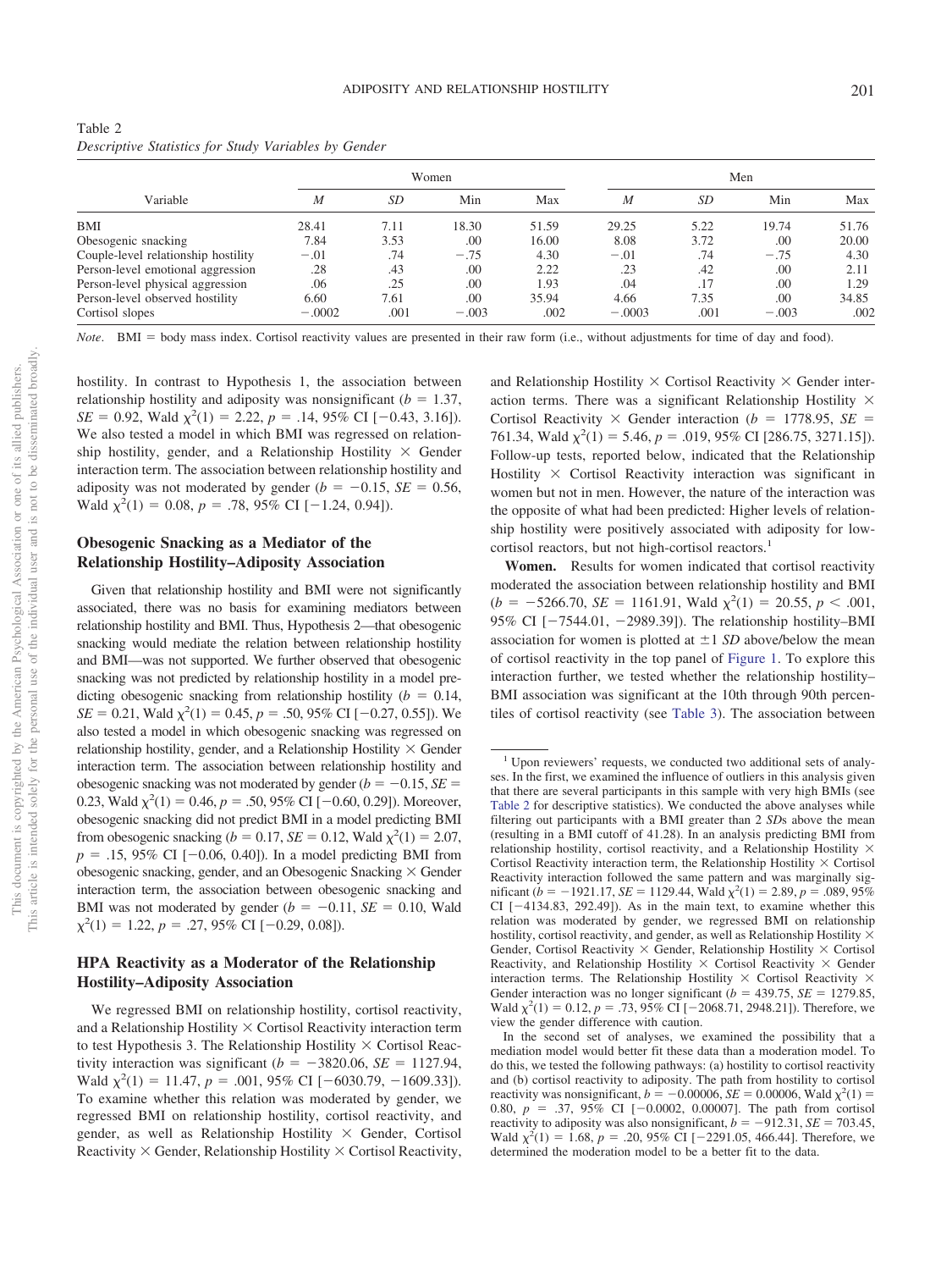Table 2
*Descriptive Statistics for Study Variables by Gender*

| Variable | Women | | | | Men | | | |
|---|---|---|---|---|---|---|---|---|
| | *M* | *SD* | Min | Max | *M* | *SD* | Min | Max |
| BMI | 28.41 | 7.11 | 18.30 | 51.59 | 29.25 | 5.22 | 19.74 | 51.76 |
| Obesogenic snacking | 7.84 | 3.53 | .00 | 16.00 | 8.08 | 3.72 | .00 | 20.00 |
| Couple-level relationship hostility | −.01 | .74 | −.75 | 4.30 | −.01 | .74 | −.75 | 4.30 |
| Person-level emotional aggression | .28 | .43 | .00 | 2.22 | .23 | .42 | .00 | 2.11 |
| Person-level physical aggression | .06 | .25 | .00 | 1.93 | .04 | .17 | .00 | 1.29 |
| Person-level observed hostility | 6.60 | 7.61 | .00 | 35.94 | 4.66 | 7.35 | .00 | 34.85 |
| Cortisol slopes | −.0002 | .001 | −.003 | .002 | −.0003 | .001 | −.003 | .002 |

*Note*. BMI = body mass index. Cortisol reactivity values are presented in their raw form (i.e., without adjustments for time of day and food).

hostility. In contrast to Hypothesis 1, the association between relationship hostility and adiposity was nonsignificant ($b = 1.37$, $SE = 0.92$, Wald $\chi^2(1) = 2.22$, $p = .14$, 95% CI [−0.43, 3.16]). We also tested a model in which BMI was regressed on relationship hostility, gender, and a Relationship Hostility × Gender interaction term. The association between relationship hostility and adiposity was not moderated by gender ($b = -0.15$, $SE = 0.56$, Wald $\chi^2(1) = 0.08$, $p = .78$, 95% CI [−1.24, 0.94]).

## Obesogenic Snacking as a Mediator of the Relationship Hostility–Adiposity Association

Given that relationship hostility and BMI were not significantly associated, there was no basis for examining mediators between relationship hostility and BMI. Thus, Hypothesis 2—that obesogenic snacking would mediate the relation between relationship hostility and BMI—was not supported. We further observed that obesogenic snacking was not predicted by relationship hostility in a model predicting obesogenic snacking from relationship hostility ($b = 0.14$, $SE = 0.21$, Wald $\chi^2(1) = 0.45$, $p = .50$, 95% CI [−0.27, 0.55]). We also tested a model in which obesogenic snacking was regressed on relationship hostility, gender, and a Relationship Hostility × Gender interaction term. The association between relationship hostility and obesogenic snacking was not moderated by gender ($b = -0.15$, $SE = 0.23$, Wald $\chi^2(1) = 0.46$, $p = .50$, 95% CI [−0.60, 0.29]). Moreover, obesogenic snacking did not predict BMI in a model predicting BMI from obesogenic snacking ($b = 0.17$, $SE = 0.12$, Wald $\chi^2(1) = 2.07$, $p = .15$, 95% CI [−0.06, 0.40]). In a model predicting BMI from obesogenic snacking, gender, and an Obesogenic Snacking × Gender interaction term, the association between obesogenic snacking and BMI was not moderated by gender ($b = -0.11$, $SE = 0.10$, Wald $\chi^2(1) = 1.22$, $p = .27$, 95% CI [−0.29, 0.08]).

## HPA Reactivity as a Moderator of the Relationship Hostility–Adiposity Association

We regressed BMI on relationship hostility, cortisol reactivity, and a Relationship Hostility × Cortisol Reactivity interaction term to test Hypothesis 3. The Relationship Hostility × Cortisol Reactivity interaction was significant ($b = -3820.06$, $SE = 1127.94$, Wald $\chi^2(1) = 11.47$, $p = .001$, 95% CI [−6030.79, −1609.33]). To examine whether this relation was moderated by gender, we regressed BMI on relationship hostility, cortisol reactivity, and gender, as well as Relationship Hostility × Gender, Cortisol Reactivity × Gender, Relationship Hostility × Cortisol Reactivity, and Relationship Hostility × Cortisol Reactivity × Gender interaction terms. There was a significant Relationship Hostility × Cortisol Reactivity × Gender interaction ($b = 1778.95$, $SE = 761.34$, Wald $\chi^2(1) = 5.46$, $p = .019$, 95% CI [286.75, 3271.15]). Follow-up tests, reported below, indicated that the Relationship Hostility × Cortisol Reactivity interaction was significant in women but not in men. However, the nature of the interaction was the opposite of what had been predicted: Higher levels of relationship hostility were positively associated with adiposity for low-cortisol reactors, but not high-cortisol reactors.[1]

**Women.** Results for women indicated that cortisol reactivity moderated the association between relationship hostility and BMI ($b = -5266.70$, $SE = 1161.91$, Wald $\chi^2(1) = 20.55$, $p < .001$, 95% CI [−7544.01, −2989.39]). The relationship hostility–BMI association for women is plotted at ±1 *SD* above/below the mean of cortisol reactivity in the top panel of Figure 1. To explore this interaction further, we tested whether the relationship hostility–BMI association was significant at the 10th through 90th percentiles of cortisol reactivity (see Table 3). The association between

[1] Upon reviewers' requests, we conducted two additional sets of analyses. In the first, we examined the influence of outliers in this analysis given that there are several participants in this sample with very high BMIs (see Table 2 for descriptive statistics). We conducted the above analyses while filtering out participants with a BMI greater than 2 *SD*s above the mean (resulting in a BMI cutoff of 41.28). In an analysis predicting BMI from relationship hostility, cortisol reactivity, and a Relationship Hostility × Cortisol Reactivity interaction term, the Relationship Hostility × Cortisol Reactivity interaction followed the same pattern and was marginally significant ($b = -1921.17$, $SE = 1129.44$, Wald $\chi^2(1) = 2.89$, $p = .089$, 95% CI [−4134.83, 292.49]). As in the main text, to examine whether this relation was moderated by gender, we regressed BMI on relationship hostility, cortisol reactivity, and gender, as well as Relationship Hostility × Gender, Cortisol Reactivity × Gender, Relationship Hostility × Cortisol Reactivity, and Relationship Hostility × Cortisol Reactivity × Gender interaction terms. The Relationship Hostility × Cortisol Reactivity × Gender interaction was no longer significant ($b = 439.75$, $SE = 1279.85$, Wald $\chi^2(1) = 0.12$, $p = .73$, 95% CI [−2068.71, 2948.21]). Therefore, we view the gender difference with caution.

In the second set of analyses, we examined the possibility that a mediation model would better fit these data than a moderation model. To do this, we tested the following pathways: (a) hostility to cortisol reactivity and (b) cortisol reactivity to adiposity. The path from hostility to cortisol reactivity was nonsignificant, $b = -0.00006$, $SE = 0.00006$, Wald $\chi^2(1) = 0.80$, $p = .37$, 95% CI [−0.0002, 0.00007]. The path from cortisol reactivity to adiposity was also nonsignificant, $b = -912.31$, $SE = 703.45$, Wald $\chi^2(1) = 1.68$, $p = .20$, 95% CI [−2291.05, 466.44]. Therefore, we determined the moderation model to be a better fit to the data.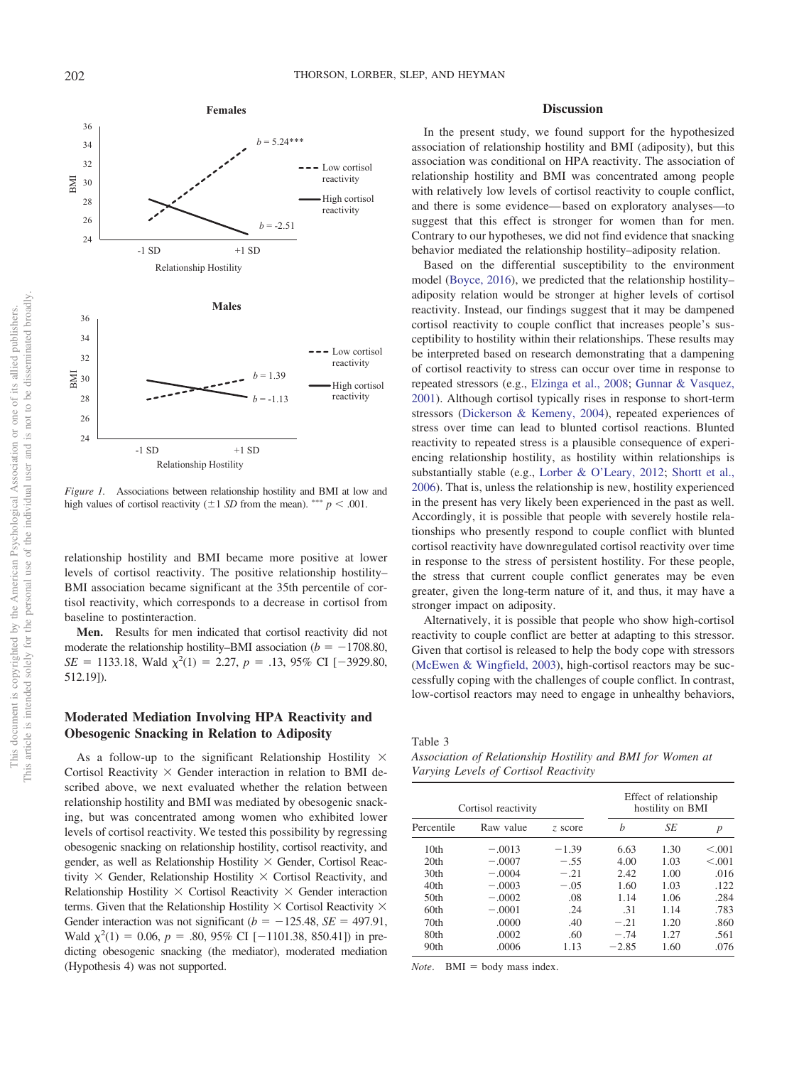Figure 1. Associations between relationship hostility and BMI at low and high values of cortisol reactivity (±1 *SD* from the mean). *** $p < .001$.

relationship hostility and BMI became more positive at lower levels of cortisol reactivity. The positive relationship hostility–BMI association became significant at the 35th percentile of cortisol reactivity, which corresponds to a decrease in cortisol from baseline to postinteraction.

**Men.** Results for men indicated that cortisol reactivity did not moderate the relationship hostility–BMI association ($b = -1708.80$, $SE = 1133.18$, Wald $\chi^2(1) = 2.27$, $p = .13$, 95% CI [−3929.80, 512.19]).

## Moderated Mediation Involving HPA Reactivity and Obesogenic Snacking in Relation to Adiposity

As a follow-up to the significant Relationship Hostility × Cortisol Reactivity × Gender interaction in relation to BMI described above, we next evaluated whether the relation between relationship hostility and BMI was mediated by obesogenic snacking, but was concentrated among women who exhibited lower levels of cortisol reactivity. We tested this possibility by regressing obesogenic snacking on relationship hostility, cortisol reactivity, and gender, as well as Relationship Hostility × Gender, Cortisol Reactivity × Gender, Relationship Hostility × Cortisol Reactivity, and Relationship Hostility × Cortisol Reactivity × Gender interaction terms. Given that the Relationship Hostility × Cortisol Reactivity × Gender interaction was not significant ($b = -125.48$, $SE = 497.91$, Wald $\chi^2(1) = 0.06$, $p = .80$, 95% CI [−1101.38, 850.41]) in predicting obesogenic snacking (the mediator), moderated mediation (Hypothesis 4) was not supported.

## Discussion

In the present study, we found support for the hypothesized association of relationship hostility and BMI (adiposity), but this association was conditional on HPA reactivity. The association of relationship hostility and BMI was concentrated among people with relatively low levels of cortisol reactivity to couple conflict, and there is some evidence—based on exploratory analyses—to suggest that this effect is stronger for women than for men. Contrary to our hypotheses, we did not find evidence that snacking behavior mediated the relationship hostility–adiposity relation.

Based on the differential susceptibility to the environment model (Boyce, 2016), we predicted that the relationship hostility–adiposity relation would be stronger at higher levels of cortisol reactivity. Instead, our findings suggest that it may be dampened cortisol reactivity to couple conflict that increases people's susceptibility to hostility within their relationships. These results may be interpreted based on research demonstrating that a dampening of cortisol reactivity to stress can occur over time in response to repeated stressors (e.g., Elzinga et al., 2008; Gunnar & Vasquez, 2001). Although cortisol typically rises in response to short-term stressors (Dickerson & Kemeny, 2004), repeated experiences of stress over time can lead to blunted cortisol reactions. Blunted reactivity to repeated stress is a plausible consequence of experiencing relationship hostility, as hostility within relationships is substantially stable (e.g., Lorber & O'Leary, 2012; Shortt et al., 2006). That is, unless the relationship is new, hostility experienced in the present has very likely been experienced in the past as well. Accordingly, it is possible that people with severely hostile relationships who presently respond to couple conflict with blunted cortisol reactivity have downregulated cortisol reactivity over time in response to the stress of persistent hostility. For these people, the stress that current couple conflict generates may be even greater, given the long-term nature of it, and thus, it may have a stronger impact on adiposity.

Alternatively, it is possible that people who show high-cortisol reactivity to couple conflict are better at adapting to this stressor. Given that cortisol is released to help the body cope with stressors (McEwen & Wingfield, 2003), high-cortisol reactors may be successfully coping with the challenges of couple conflict. In contrast, low-cortisol reactors may need to engage in unhealthy behaviors,

Table 3
*Association of Relationship Hostility and BMI for Women at Varying Levels of Cortisol Reactivity*

| Cortisol reactivity | | | Effect of relationship hostility on BMI | | |
|---|---|---|---|---|---|
| Percentile | Raw value | *z* score | *b* | *SE* | *p* |
| 10th | −.0013 | −1.39 | 6.63 | 1.30 | <.001 |
| 20th | −.0007 | −.55 | 4.00 | 1.03 | <.001 |
| 30th | −.0004 | −.21 | 2.42 | 1.00 | .016 |
| 40th | −.0003 | −.05 | 1.60 | 1.03 | .122 |
| 50th | −.0002 | .08 | 1.14 | 1.06 | .284 |
| 60th | −.0001 | .24 | .31 | 1.14 | .783 |
| 70th | .0000 | .40 | −.21 | 1.20 | .860 |
| 80th | .0002 | .60 | −.74 | 1.27 | .561 |
| 90th | .0006 | 1.13 | −2.85 | 1.60 | .076 |

*Note.* BMI = body mass index.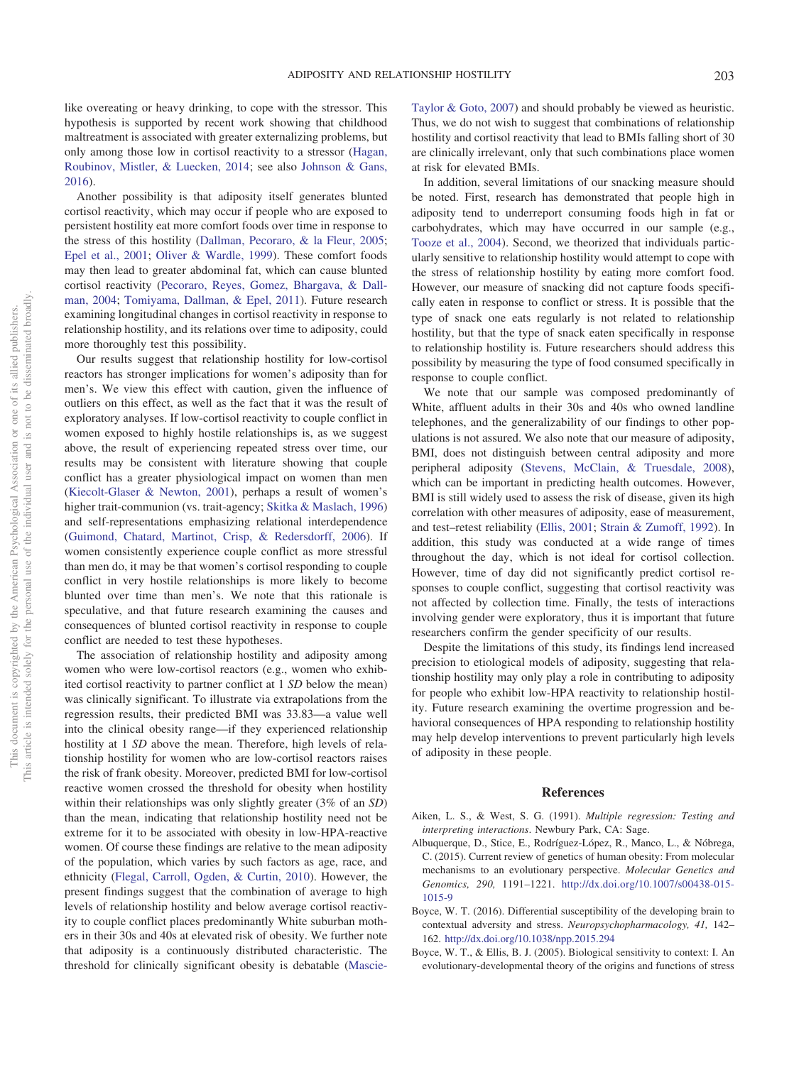like overeating or heavy drinking, to cope with the stressor. This hypothesis is supported by recent work showing that childhood maltreatment is associated with greater externalizing problems, but only among those low in cortisol reactivity to a stressor (Hagan, Roubinov, Mistler, & Luecken, 2014; see also Johnson & Gans, 2016).

Another possibility is that adiposity itself generates blunted cortisol reactivity, which may occur if people who are exposed to persistent hostility eat more comfort foods over time in response to the stress of this hostility (Dallman, Pecoraro, & la Fleur, 2005; Epel et al., 2001; Oliver & Wardle, 1999). These comfort foods may then lead to greater abdominal fat, which can cause blunted cortisol reactivity (Pecoraro, Reyes, Gomez, Bhargava, & Dallman, 2004; Tomiyama, Dallman, & Epel, 2011). Future research examining longitudinal changes in cortisol reactivity in response to relationship hostility, and its relations over time to adiposity, could more thoroughly test this possibility.

Our results suggest that relationship hostility for low-cortisol reactors has stronger implications for women's adiposity than for men's. We view this effect with caution, given the influence of outliers on this effect, as well as the fact that it was the result of exploratory analyses. If low-cortisol reactivity to couple conflict in women exposed to highly hostile relationships is, as we suggest above, the result of experiencing repeated stress over time, our results may be consistent with literature showing that couple conflict has a greater physiological impact on women than men (Kiecolt-Glaser & Newton, 2001), perhaps a result of women's higher trait-communion (vs. trait-agency; Skitka & Maslach, 1996) and self-representations emphasizing relational interdependence (Guimond, Chatard, Martinot, Crisp, & Redersdorff, 2006). If women consistently experience couple conflict as more stressful than men do, it may be that women's cortisol responding to couple conflict in very hostile relationships is more likely to become blunted over time than men's. We note that this rationale is speculative, and that future research examining the causes and consequences of blunted cortisol reactivity in response to couple conflict are needed to test these hypotheses.

The association of relationship hostility and adiposity among women who were low-cortisol reactors (e.g., women who exhibited cortisol reactivity to partner conflict at 1 *SD* below the mean) was clinically significant. To illustrate via extrapolations from the regression results, their predicted BMI was 33.83—a value well into the clinical obesity range—if they experienced relationship hostility at 1 *SD* above the mean. Therefore, high levels of relationship hostility for women who are low-cortisol reactors raises the risk of frank obesity. Moreover, predicted BMI for low-cortisol reactive women crossed the threshold for obesity when hostility within their relationships was only slightly greater (3% of an *SD*) than the mean, indicating that relationship hostility need not be extreme for it to be associated with obesity in low-HPA-reactive women. Of course these findings are relative to the mean adiposity of the population, which varies by such factors as age, race, and ethnicity (Flegal, Carroll, Ogden, & Curtin, 2010). However, the present findings suggest that the combination of average to high levels of relationship hostility and below average cortisol reactivity to couple conflict places predominantly White suburban mothers in their 30s and 40s at elevated risk of obesity. We further note that adiposity is a continuously distributed characteristic. The threshold for clinically significant obesity is debatable (Mascie-Taylor & Goto, 2007) and should probably be viewed as heuristic. Thus, we do not wish to suggest that combinations of relationship hostility and cortisol reactivity that lead to BMIs falling short of 30 are clinically irrelevant, only that such combinations place women at risk for elevated BMIs.

In addition, several limitations of our snacking measure should be noted. First, research has demonstrated that people high in adiposity tend to underreport consuming foods high in fat or carbohydrates, which may have occurred in our sample (e.g., Tooze et al., 2004). Second, we theorized that individuals particularly sensitive to relationship hostility would attempt to cope with the stress of relationship hostility by eating more comfort food. However, our measure of snacking did not capture foods specifically eaten in response to conflict or stress. It is possible that the type of snack one eats regularly is not related to relationship hostility, but that the type of snack eaten specifically in response to relationship hostility is. Future researchers should address this possibility by measuring the type of food consumed specifically in response to couple conflict.

We note that our sample was composed predominantly of White, affluent adults in their 30s and 40s who owned landline telephones, and the generalizability of our findings to other populations is not assured. We also note that our measure of adiposity, BMI, does not distinguish between central adiposity and more peripheral adiposity (Stevens, McClain, & Truesdale, 2008), which can be important in predicting health outcomes. However, BMI is still widely used to assess the risk of disease, given its high correlation with other measures of adiposity, ease of measurement, and test–retest reliability (Ellis, 2001; Strain & Zumoff, 1992). In addition, this study was conducted at a wide range of times throughout the day, which is not ideal for cortisol collection. However, time of day did not significantly predict cortisol responses to couple conflict, suggesting that cortisol reactivity was not affected by collection time. Finally, the tests of interactions involving gender were exploratory, thus it is important that future researchers confirm the gender specificity of our results.

Despite the limitations of this study, its findings lend increased precision to etiological models of adiposity, suggesting that relationship hostility may only play a role in contributing to adiposity for people who exhibit low-HPA reactivity to relationship hostility. Future research examining the overtime progression and behavioral consequences of HPA responding to relationship hostility may help develop interventions to prevent particularly high levels of adiposity in these people.

## References

Aiken, L. S., & West, S. G. (1991). *Multiple regression: Testing and interpreting interactions*. Newbury Park, CA: Sage.

Albuquerque, D., Stice, E., Rodríguez-López, R., Manco, L., & Nóbrega, C. (2015). Current review of genetics of human obesity: From molecular mechanisms to an evolutionary perspective. *Molecular Genetics and Genomics, 290,* 1191–1221. http://dx.doi.org/10.1007/s00438-015-1015-9

Boyce, W. T. (2016). Differential susceptibility of the developing brain to contextual adversity and stress. *Neuropsychopharmacology, 41,* 142–162. http://dx.doi.org/10.1038/npp.2015.294

Boyce, W. T., & Ellis, B. J. (2005). Biological sensitivity to context: I. An evolutionary-developmental theory of the origins and functions of stress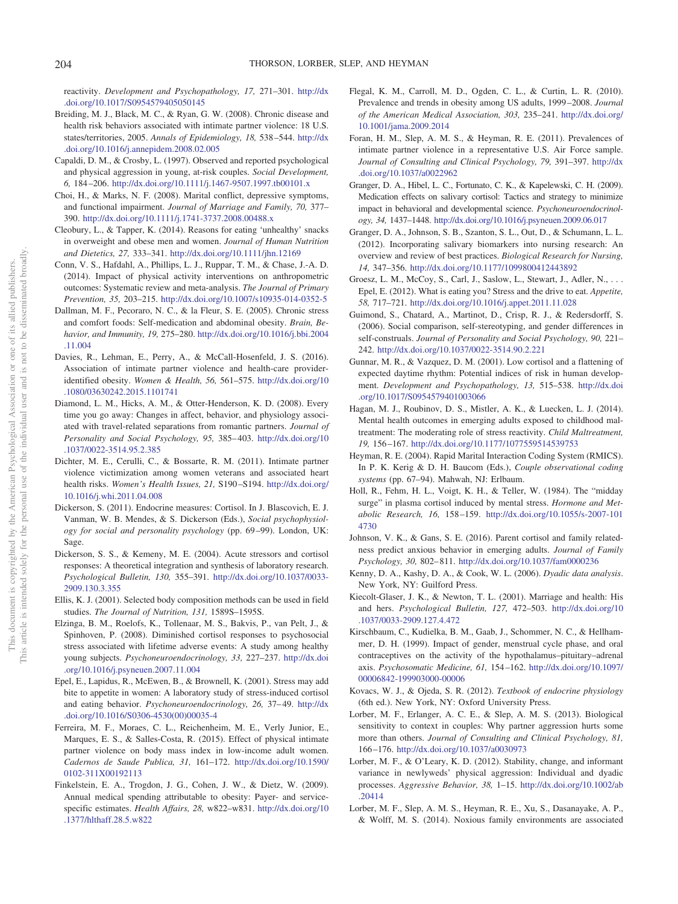reactivity. *Development and Psychopathology, 17,* 271–301. http://dx.doi.org/10.1017/S0954579405050145

Breiding, M. J., Black, M. C., & Ryan, G. W. (2008). Chronic disease and health risk behaviors associated with intimate partner violence: 18 U.S. states/territories, 2005. *Annals of Epidemiology, 18,* 538–544. http://dx.doi.org/10.1016/j.annepidem.2008.02.005

Capaldi, D. M., & Crosby, L. (1997). Observed and reported psychological and physical aggression in young, at-risk couples. *Social Development, 6,* 184–206. http://dx.doi.org/10.1111/j.1467-9507.1997.tb00101.x

Choi, H., & Marks, N. F. (2008). Marital conflict, depressive symptoms, and functional impairment. *Journal of Marriage and Family, 70,* 377–390. http://dx.doi.org/10.1111/j.1741-3737.2008.00488.x

Cleobury, L., & Tapper, K. (2014). Reasons for eating 'unhealthy' snacks in overweight and obese men and women. *Journal of Human Nutrition and Dietetics, 27,* 333–341. http://dx.doi.org/10.1111/jhn.12169

Conn, V. S., Hafdahl, A., Phillips, L. J., Ruppar, T. M., & Chase, J.-A. D. (2014). Impact of physical activity interventions on anthropometric outcomes: Systematic review and meta-analysis. *The Journal of Primary Prevention, 35,* 203–215. http://dx.doi.org/10.1007/s10935-014-0352-5

Dallman, M. F., Pecoraro, N. C., & la Fleur, S. E. (2005). Chronic stress and comfort foods: Self-medication and abdominal obesity. *Brain, Behavior, and Immunity, 19,* 275–280. http://dx.doi.org/10.1016/j.bbi.2004.11.004

Davies, R., Lehman, E., Perry, A., & McCall-Hosenfeld, J. S. (2016). Association of intimate partner violence and health-care provider-identified obesity. *Women & Health, 56,* 561–575. http://dx.doi.org/10.1080/03630242.2015.1101741

Diamond, L. M., Hicks, A. M., & Otter-Henderson, K. D. (2008). Every time you go away: Changes in affect, behavior, and physiology associated with travel-related separations from romantic partners. *Journal of Personality and Social Psychology, 95,* 385–403. http://dx.doi.org/10.1037/0022-3514.95.2.385

Dichter, M. E., Cerulli, C., & Bossarte, R. M. (2011). Intimate partner violence victimization among women veterans and associated heart health risks. *Women's Health Issues, 21,* S190–S194. http://dx.doi.org/10.1016/j.whi.2011.04.008

Dickerson, S. (2011). Endocrine measures: Cortisol. In J. Blascovich, E. J. Vanman, W. B. Mendes, & S. Dickerson (Eds.), *Social psychophysiology for social and personality psychology* (pp. 69–99). London, UK: Sage.

Dickerson, S. S., & Kemeny, M. E. (2004). Acute stressors and cortisol responses: A theoretical integration and synthesis of laboratory research. *Psychological Bulletin, 130,* 355–391. http://dx.doi.org/10.1037/0033-2909.130.3.355

Ellis, K. J. (2001). Selected body composition methods can be used in field studies. *The Journal of Nutrition, 131,* 1589S–1595S.

Elzinga, B. M., Roelofs, K., Tollenaar, M. S., Bakvis, P., van Pelt, J., & Spinhoven, P. (2008). Diminished cortisol responses to psychosocial stress associated with lifetime adverse events: A study among healthy young subjects. *Psychoneuroendocrinology, 33,* 227–237. http://dx.doi.org/10.1016/j.psyneuen.2007.11.004

Epel, E., Lapidus, R., McEwen, B., & Brownell, K. (2001). Stress may add bite to appetite in women: A laboratory study of stress-induced cortisol and eating behavior. *Psychoneuroendocrinology, 26,* 37–49. http://dx.doi.org/10.1016/S0306-4530(00)00035-4

Ferreira, M. F., Moraes, C. L., Reichenheim, M. E., Verly Junior, E., Marques, E. S., & Salles-Costa, R. (2015). Effect of physical intimate partner violence on body mass index in low-income adult women. *Cadernos de Saude Publica, 31,* 161–172. http://dx.doi.org/10.1590/0102-311X00192113

Finkelstein, E. A., Trogdon, J. G., Cohen, J. W., & Dietz, W. (2009). Annual medical spending attributable to obesity: Payer- and service-specific estimates. *Health Affairs, 28,* w822–w831. http://dx.doi.org/10.1377/hlthaff.28.5.w822

Flegal, K. M., Carroll, M. D., Ogden, C. L., & Curtin, L. R. (2010). Prevalence and trends in obesity among US adults, 1999–2008. *Journal of the American Medical Association, 303,* 235–241. http://dx.doi.org/10.1001/jama.2009.2014

Foran, H. M., Slep, A. M. S., & Heyman, R. E. (2011). Prevalences of intimate partner violence in a representative U.S. Air Force sample. *Journal of Consulting and Clinical Psychology, 79,* 391–397. http://dx.doi.org/10.1037/a0022962

Granger, D. A., Hibel, L. C., Fortunato, C. K., & Kapelewski, C. H. (2009). Medication effects on salivary cortisol: Tactics and strategy to minimize impact in behavioral and developmental science. *Psychoneuroendocrinology, 34,* 1437–1448. http://dx.doi.org/10.1016/j.psyneuen.2009.06.017

Granger, D. A., Johnson, S. B., Szanton, S. L., Out, D., & Schumann, L. L. (2012). Incorporating salivary biomarkers into nursing research: An overview and review of best practices. *Biological Research for Nursing, 14,* 347–356. http://dx.doi.org/10.1177/1099800412443892

Groesz, L. M., McCoy, S., Carl, J., Saslow, L., Stewart, J., Adler, N., . . . Epel, E. (2012). What is eating you? Stress and the drive to eat. *Appetite, 58,* 717–721. http://dx.doi.org/10.1016/j.appet.2011.11.028

Guimond, S., Chatard, A., Martinot, D., Crisp, R. J., & Redersdorff, S. (2006). Social comparison, self-stereotyping, and gender differences in self-construals. *Journal of Personality and Social Psychology, 90,* 221–242. http://dx.doi.org/10.1037/0022-3514.90.2.221

Gunnar, M. R., & Vazquez, D. M. (2001). Low cortisol and a flattening of expected daytime rhythm: Potential indices of risk in human development. *Development and Psychopathology, 13,* 515–538. http://dx.doi.org/10.1017/S0954579401003066

Hagan, M. J., Roubinov, D. S., Mistler, A. K., & Luecken, L. J. (2014). Mental health outcomes in emerging adults exposed to childhood maltreatment: The moderating role of stress reactivity. *Child Maltreatment, 19,* 156–167. http://dx.doi.org/10.1177/1077559514539753

Heyman, R. E. (2004). Rapid Marital Interaction Coding System (RMICS). In P. K. Kerig & D. H. Baucom (Eds.), *Couple observational coding systems* (pp. 67–94). Mahwah, NJ: Erlbaum.

Holl, R., Fehm, H. L., Voigt, K. H., & Teller, W. (1984). The "midday surge" in plasma cortisol induced by mental stress. *Hormone and Metabolic Research, 16,* 158–159. http://dx.doi.org/10.1055/s-2007-1014730

Johnson, V. K., & Gans, S. E. (2016). Parent cortisol and family relatedness predict anxious behavior in emerging adults. *Journal of Family Psychology, 30,* 802–811. http://dx.doi.org/10.1037/fam0000236

Kenny, D. A., Kashy, D. A., & Cook, W. L. (2006). *Dyadic data analysis*. New York, NY: Guilford Press.

Kiecolt-Glaser, J. K., & Newton, T. L. (2001). Marriage and health: His and hers. *Psychological Bulletin, 127,* 472–503. http://dx.doi.org/10.1037/0033-2909.127.4.472

Kirschbaum, C., Kudielka, B. M., Gaab, J., Schommer, N. C., & Hellhammer, D. H. (1999). Impact of gender, menstrual cycle phase, and oral contraceptives on the activity of the hypothalamus–pituitary–adrenal axis. *Psychosomatic Medicine, 61,* 154–162. http://dx.doi.org/10.1097/00006842-199903000-00006

Kovacs, W. J., & Ojeda, S. R. (2012). *Textbook of endocrine physiology* (6th ed.). New York, NY: Oxford University Press.

Lorber, M. F., Erlanger, A. C. E., & Slep, A. M. S. (2013). Biological sensitivity to context in couples: Why partner aggression hurts some more than others. *Journal of Consulting and Clinical Psychology, 81,* 166–176. http://dx.doi.org/10.1037/a0030973

Lorber, M. F., & O'Leary, K. D. (2012). Stability, change, and informant variance in newlyweds' physical aggression: Individual and dyadic processes. *Aggressive Behavior, 38,* 1–15. http://dx.doi.org/10.1002/ab.20414

Lorber, M. F., Slep, A. M. S., Heyman, R. E., Xu, S., Dasanayake, A. P., & Wolff, M. S. (2014). Noxious family environments are associated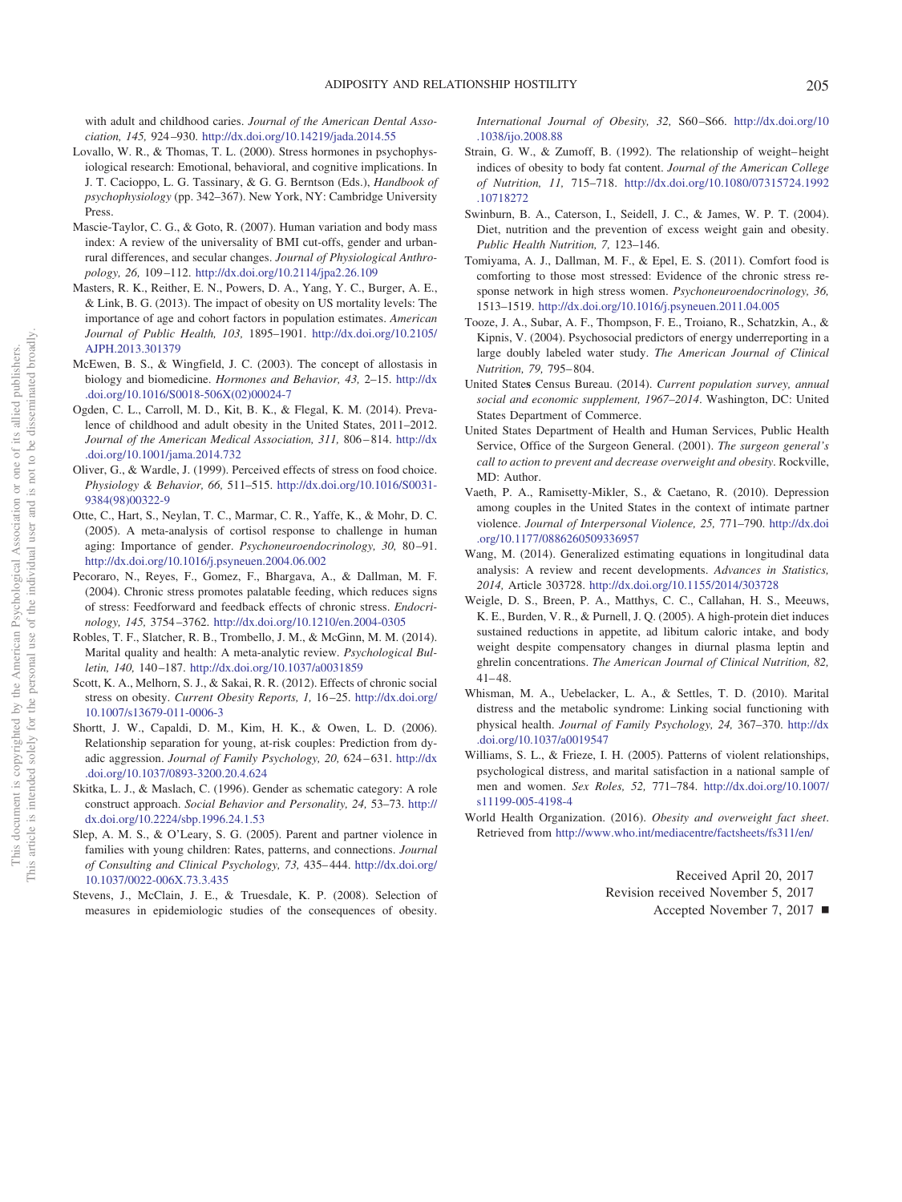with adult and childhood caries. *Journal of the American Dental Association, 145,* 924–930. http://dx.doi.org/10.14219/jada.2014.55

Lovallo, W. R., & Thomas, T. L. (2000). Stress hormones in psychophysiological research: Emotional, behavioral, and cognitive implications. In J. T. Cacioppo, L. G. Tassinary, & G. G. Berntson (Eds.), *Handbook of psychophysiology* (pp. 342–367). New York, NY: Cambridge University Press.

Mascie-Taylor, C. G., & Goto, R. (2007). Human variation and body mass index: A review of the universality of BMI cut-offs, gender and urban-rural differences, and secular changes. *Journal of Physiological Anthropology, 26,* 109–112. http://dx.doi.org/10.2114/jpa2.26.109

Masters, R. K., Reither, E. N., Powers, D. A., Yang, Y. C., Burger, A. E., & Link, B. G. (2013). The impact of obesity on US mortality levels: The importance of age and cohort factors in population estimates. *American Journal of Public Health, 103,* 1895–1901. http://dx.doi.org/10.2105/AJPH.2013.301379

McEwen, B. S., & Wingfield, J. C. (2003). The concept of allostasis in biology and biomedicine. *Hormones and Behavior, 43,* 2–15. http://dx.doi.org/10.1016/S0018-506X(02)00024-7

Ogden, C. L., Carroll, M. D., Kit, B. K., & Flegal, K. M. (2014). Prevalence of childhood and adult obesity in the United States, 2011–2012. *Journal of the American Medical Association, 311,* 806–814. http://dx.doi.org/10.1001/jama.2014.732

Oliver, G., & Wardle, J. (1999). Perceived effects of stress on food choice. *Physiology & Behavior, 66,* 511–515. http://dx.doi.org/10.1016/S0031-9384(98)00322-9

Otte, C., Hart, S., Neylan, T. C., Marmar, C. R., Yaffe, K., & Mohr, D. C. (2005). A meta-analysis of cortisol response to challenge in human aging: Importance of gender. *Psychoneuroendocrinology, 30,* 80–91. http://dx.doi.org/10.1016/j.psyneuen.2004.06.002

Pecoraro, N., Reyes, F., Gomez, F., Bhargava, A., & Dallman, M. F. (2004). Chronic stress promotes palatable feeding, which reduces signs of stress: Feedforward and feedback effects of chronic stress. *Endocrinology, 145,* 3754–3762. http://dx.doi.org/10.1210/en.2004-0305

Robles, T. F., Slatcher, R. B., Trombello, J. M., & McGinn, M. M. (2014). Marital quality and health: A meta-analytic review. *Psychological Bulletin, 140,* 140–187. http://dx.doi.org/10.1037/a0031859

Scott, K. A., Melhorn, S. J., & Sakai, R. R. (2012). Effects of chronic social stress on obesity. *Current Obesity Reports, 1,* 16–25. http://dx.doi.org/10.1007/s13679-011-0006-3

Shortt, J. W., Capaldi, D. M., Kim, H. K., & Owen, L. D. (2006). Relationship separation for young, at-risk couples: Prediction from dyadic aggression. *Journal of Family Psychology, 20,* 624–631. http://dx.doi.org/10.1037/0893-3200.20.4.624

Skitka, L. J., & Maslach, C. (1996). Gender as schematic category: A role construct approach. *Social Behavior and Personality, 24,* 53–73. http://dx.doi.org/10.2224/sbp.1996.24.1.53

Slep, A. M. S., & O'Leary, S. G. (2005). Parent and partner violence in families with young children: Rates, patterns, and connections. *Journal of Consulting and Clinical Psychology, 73,* 435–444. http://dx.doi.org/10.1037/0022-006X.73.3.435

Stevens, J., McClain, J. E., & Truesdale, K. P. (2008). Selection of measures in epidemiologic studies of the consequences of obesity. *International Journal of Obesity, 32,* S60–S66. http://dx.doi.org/10.1038/ijo.2008.88

Strain, G. W., & Zumoff, B. (1992). The relationship of weight–height indices of obesity to body fat content. *Journal of the American College of Nutrition, 11,* 715–718. http://dx.doi.org/10.1080/07315724.1992.10718272

Swinburn, B. A., Caterson, I., Seidell, J. C., & James, W. P. T. (2004). Diet, nutrition and the prevention of excess weight gain and obesity. *Public Health Nutrition, 7,* 123–146.

Tomiyama, A. J., Dallman, M. F., & Epel, E. S. (2011). Comfort food is comforting to those most stressed: Evidence of the chronic stress response network in high stress women. *Psychoneuroendocrinology, 36,* 1513–1519. http://dx.doi.org/10.1016/j.psyneuen.2011.04.005

Tooze, J. A., Subar, A. F., Thompson, F. E., Troiano, R., Schatzkin, A., & Kipnis, V. (2004). Psychosocial predictors of energy underreporting in a large doubly labeled water study. *The American Journal of Clinical Nutrition, 79,* 795–804.

United States Census Bureau. (2014). *Current population survey, annual social and economic supplement, 1967–2014*. Washington, DC: United States Department of Commerce.

United States Department of Health and Human Services, Public Health Service, Office of the Surgeon General. (2001). *The surgeon general's call to action to prevent and decrease overweight and obesity*. Rockville, MD: Author.

Vaeth, P. A., Ramisetty-Mikler, S., & Caetano, R. (2010). Depression among couples in the United States in the context of intimate partner violence. *Journal of Interpersonal Violence, 25,* 771–790. http://dx.doi.org/10.1177/0886260509336957

Wang, M. (2014). Generalized estimating equations in longitudinal data analysis: A review and recent developments. *Advances in Statistics, 2014,* Article 303728. http://dx.doi.org/10.1155/2014/303728

Weigle, D. S., Breen, P. A., Matthys, C. C., Callahan, H. S., Meeuws, K. E., Burden, V. R., & Purnell, J. Q. (2005). A high-protein diet induces sustained reductions in appetite, ad libitum caloric intake, and body weight despite compensatory changes in diurnal plasma leptin and ghrelin concentrations. *The American Journal of Clinical Nutrition, 82,* 41–48.

Whisman, M. A., Uebelacker, L. A., & Settles, T. D. (2010). Marital distress and the metabolic syndrome: Linking social functioning with physical health. *Journal of Family Psychology, 24,* 367–370. http://dx.doi.org/10.1037/a0019547

Williams, S. L., & Frieze, I. H. (2005). Patterns of violent relationships, psychological distress, and marital satisfaction in a national sample of men and women. *Sex Roles, 52,* 771–784. http://dx.doi.org/10.1007/s11199-005-4198-4

World Health Organization. (2016). *Obesity and overweight fact sheet*. Retrieved from http://www.who.int/mediacentre/factsheets/fs311/en/

Received April 20, 2017
Revision received November 5, 2017
Accepted November 7, 2017 ■